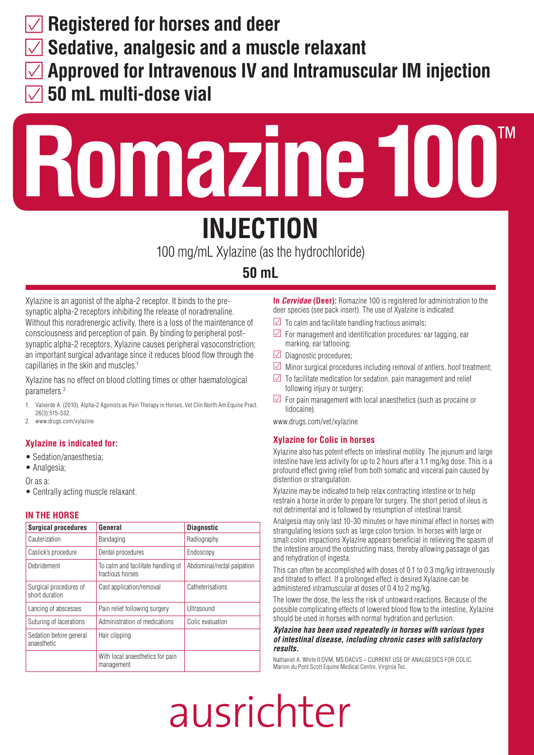- ☑ **Registered for horses and deer**
- ☑ **Sedative, analgesic and a muscle relaxant**
- ☑ **Approved for Intravenous IV and Intramuscular IM injection**
- ☑ **50 mL multi-dose vial**

# Romazine 100™

## INJECTION

100 mg/mL Xylazine (as the hydrochloride)

**50 mL**

Xylazine is an agonist of the alpha-2 receptor. It binds to the pre-synaptic alpha-2 receptors inhibiting the release of noradrenaline. Without this noradrenergic activity, there is a loss of the maintenance of consciousness and perception of pain. By binding to peripheral post-synaptic alpha-2 receptors, Xylazine causes peripheral vasoconstriction; an important surgical advantage since it reduces blood flow through the capillaries in the skin and muscles.[1]

Xylazine has no effect on blood clotting times or other haematological parameters.[2]

1. Valverde A. (2010). Alpha-2 Agonists as Pain Therapy in Horses, Vet Clin North Am Equine Pract. 26(3):515-532.
2. www.drugs.com/xylazine

### Xylazine is indicated for:

- Sedation/anaesthesia;
- Analgesia;

Or as a:

- Centrally acting muscle relaxant.

### IN THE HORSE

| Surgical procedures | General | Diagnostic |
|---|---|---|
| Cauterization | Bandaging | Radiography |
| Caslick's procedure | Dental procedures | Endoscopy |
| Debridement | To calm and facilitate handling of fractious horses | Abdominal/rectal palpation |
| Surgical procedures of short duration | Cast application/removal | Catheterisations |
| Lancing of abscesses | Pain relief following surgery | Ultrasound |
| Suturing of lacerations | Administration of medications | Colic evaluation |
| Sedation before general anaesthetic | Hair clipping | |
| | With local anaesthetics for pain management | |

**In *Cervidae* (Deer):** Romazine 100 is registered for administration to the deer species (see pack insert). The use of Xyalzine is indicated:

- ☑ To calm and facilitate handling fractious animals;
- ☑ For management and identification procedures: ear tagging, ear marking, ear tattooing;
- ☑ Diagnostic procedures;
- ☑ Minor surgical procedures including removal of antlers, hoof treatment;
- ☑ To facilitate medication for sedation, pain management and relief following injury or surgery;
- ☑ For pain management with local anaesthetics (such as procaine or lidocaine).

www.drugs.com/vet/xylazine

### Xylazine for Colic in horses

Xylazine also has potent effects on intestinal motility. The jejunum and large intestine have less activity for up to 2 hours after a 1.1 mg/kg dose. This is a profound effect giving relief from both somatic and visceral pain caused by distention or strangulation.

Xylazine may be indicated to help relax contracting intestine or to help restrain a horse in order to prepare for surgery. The short period of ileus is not detrimental and is followed by resumption of intestinal transit.

Analgesia may only last 10-30 minutes or have minimal effect in horses with strangulating lesions such as large colon torsion. In horses with large or small colon impactions Xylazine appears beneficial in relieving the spasm of the intestine around the obstructing mass, thereby allowing passage of gas and rehydration of ingesta.

This can often be accomplished with doses of 0.1 to 0.3 mg/kg intravenously and titrated to effect. If a prolonged effect is desired Xylazine can be administered intramuscular at doses of 0.4 to 2 mg/kg.

The lower the dose, the less the risk of untoward reactions. Because of the possible complicating effects of lowered blood flow to the intestine, Xylazine should be used in horses with normal hydration and perfusion.

***Xylazine has been used repeatedly in horses with various types of intestinal disease, including chronic cases with satisfactory results.***

Nathaniel A. White II DVM, MS DACVS – CURRENT USE OF ANALGESICS FOR COLIC
Marion du Pont Scott Equine Medical Centre, Virginia Tec.

ausrichter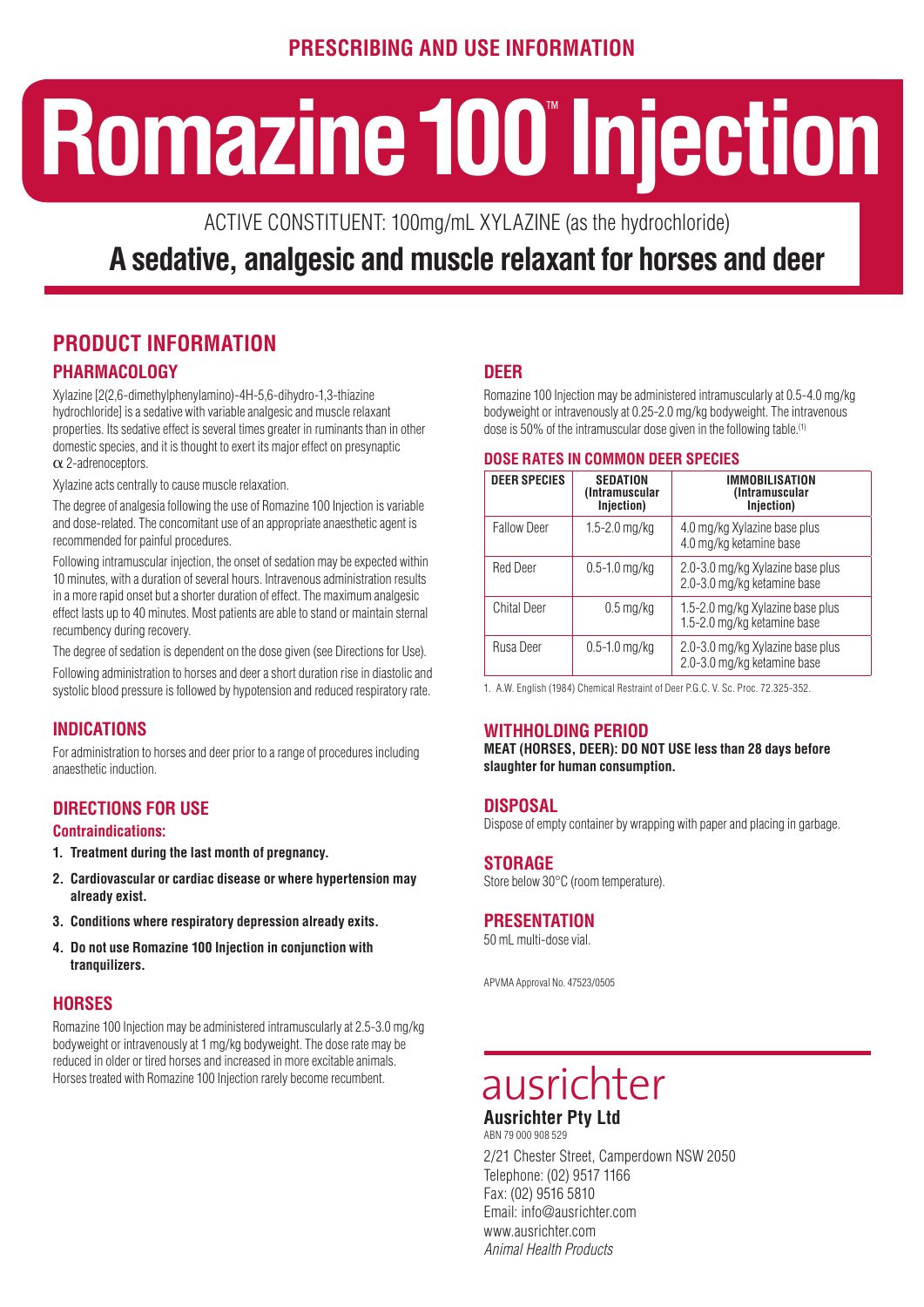PRESCRIBING AND USE INFORMATION

# Romazine 100™ Injection

ACTIVE CONSTITUENT: 100mg/mL XYLAZINE (as the hydrochloride)

**A sedative, analgesic and muscle relaxant for horses and deer**

## PRODUCT INFORMATION

### PHARMACOLOGY

Xylazine [2(2,6-dimethylphenylamino)-4H-5,6-dihydro-1,3-thiazine hydrochloride] is a sedative with variable analgesic and muscle relaxant properties. Its sedative effect is several times greater in ruminants than in other domestic species, and it is thought to exert its major effect on presynaptic $\alpha$ 2-adrenoceptors.

Xylazine acts centrally to cause muscle relaxation.

The degree of analgesia following the use of Romazine 100 Injection is variable and dose-related. The concomitant use of an appropriate anaesthetic agent is recommended for painful procedures.

Following intramuscular injection, the onset of sedation may be expected within 10 minutes, with a duration of several hours. Intravenous administration results in a more rapid onset but a shorter duration of effect. The maximum analgesic effect lasts up to 40 minutes. Most patients are able to stand or maintain sternal recumbency during recovery.

The degree of sedation is dependent on the dose given (see Directions for Use).

Following administration to horses and deer a short duration rise in diastolic and systolic blood pressure is followed by hypotension and reduced respiratory rate.

### INDICATIONS

For administration to horses and deer prior to a range of procedures including anaesthetic induction.

### DIRECTIONS FOR USE

**Contraindications:**

1. **Treatment during the last month of pregnancy.**
2. **Cardiovascular or cardiac disease or where hypertension may already exist.**
3. **Conditions where respiratory depression already exits.**
4. **Do not use Romazine 100 Injection in conjunction with tranquilizers.**

### HORSES

Romazine 100 Injection may be administered intramuscularly at 2.5-3.0 mg/kg bodyweight or intravenously at 1 mg/kg bodyweight. The dose rate may be reduced in older or tired horses and increased in more excitable animals. Horses treated with Romazine 100 Injection rarely become recumbent.

### DEER

Romazine 100 Injection may be administered intramuscularly at 0.5-4.0 mg/kg bodyweight or intravenously at 0.25-2.0 mg/kg bodyweight. The intravenous dose is 50% of the intramuscular dose given in the following table.[1]

**DOSE RATES IN COMMON DEER SPECIES**

| DEER SPECIES | SEDATION (Intramuscular Injection) | IMMOBILISATION (Intramuscular Injection) |
|---|---|---|
| Fallow Deer | 1.5-2.0 mg/kg | 4.0 mg/kg Xylazine base plus 4.0 mg/kg ketamine base |
| Red Deer | 0.5-1.0 mg/kg | 2.0-3.0 mg/kg Xylazine base plus 2.0-3.0 mg/kg ketamine base |
| Chital Deer | 0.5 mg/kg | 1.5-2.0 mg/kg Xylazine base plus 1.5-2.0 mg/kg ketamine base |
| Rusa Deer | 0.5-1.0 mg/kg | 2.0-3.0 mg/kg Xylazine base plus 2.0-3.0 mg/kg ketamine base |

1. A.W. English (1984) Chemical Restraint of Deer P.G.C. V. Sc. Proc. 72.325-352.

### WITHHOLDING PERIOD

**MEAT (HORSES, DEER): DO NOT USE less than 28 days before slaughter for human consumption.**

### DISPOSAL

Dispose of empty container by wrapping with paper and placing in garbage.

### STORAGE

Store below 30°C (room temperature).

### PRESENTATION

50 mL multi-dose vial.

APVMA Approval No. 47523/0505

ausrichter

**Ausrichter Pty Ltd**
ABN 79 000 908 529

2/21 Chester Street, Camperdown NSW 2050
Telephone: (02) 9517 1166
Fax: (02) 9516 5810
Email: info@ausrichter.com
www.ausrichter.com
*Animal Health Products*